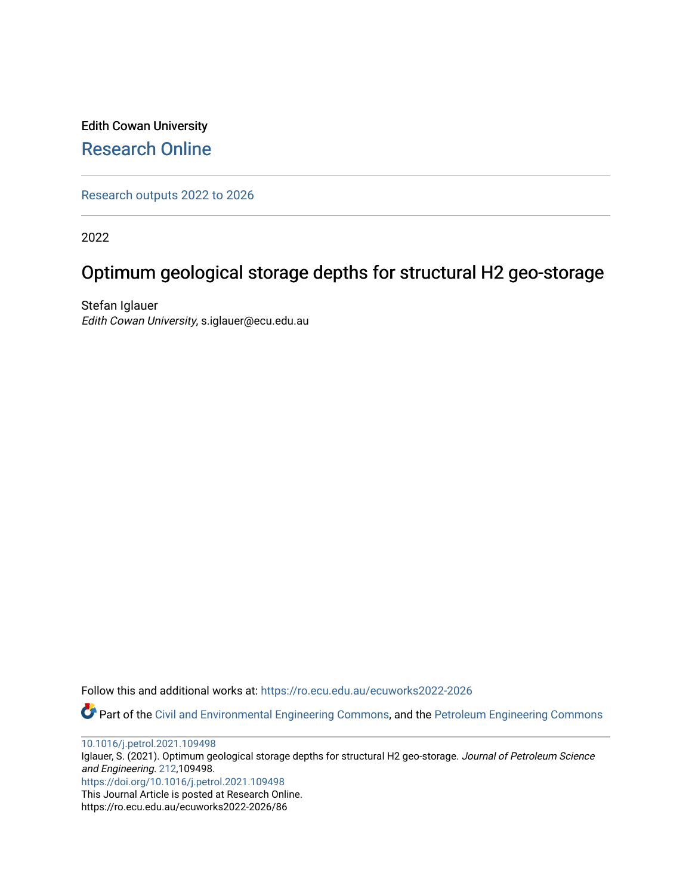Edith Cowan University

# Research Online

Research outputs 2022 to 2026

2022

## Optimum geological storage depths for structural H2 geo-storage

Stefan Iglauer
*Edith Cowan University*, s.iglauer@ecu.edu.au

Follow this and additional works at: https://ro.ecu.edu.au/ecuworks2022-2026

Part of the Civil and Environmental Engineering Commons, and the Petroleum Engineering Commons

10.1016/j.petrol.2021.109498
Iglauer, S. (2021). Optimum geological storage depths for structural H2 geo-storage. *Journal of Petroleum Science and Engineering*. 212,109498.
https://doi.org/10.1016/j.petrol.2021.109498
This Journal Article is posted at Research Online.
https://ro.ecu.edu.au/ecuworks2022-2026/86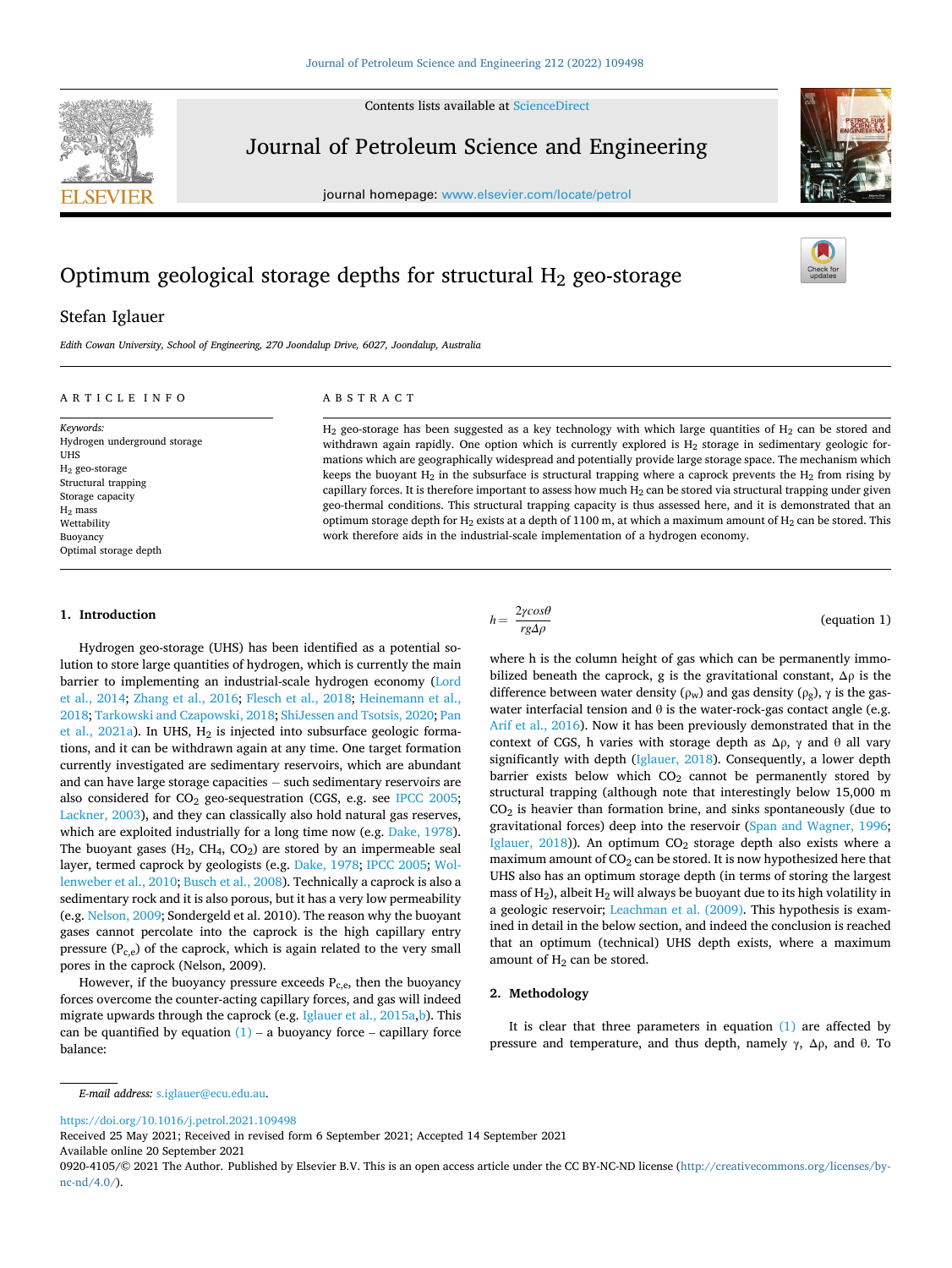# Optimum geological storage depths for structural $H_2$ geo-storage

Stefan Iglauer

*Edith Cowan University, School of Engineering, 270 Joondalup Drive, 6027, Joondalup, Australia*

## ARTICLE INFO

*Keywords:*
Hydrogen underground storage
UHS
$H_2$ geo-storage
Structural trapping
Storage capacity
$H_2$ mass
Wettability
Buoyancy
Optimal storage depth

## ABSTRACT

$H_2$ geo-storage has been suggested as a key technology with which large quantities of $H_2$ can be stored and withdrawn again rapidly. One option which is currently explored is $H_2$ storage in sedimentary geologic formations which are geographically widespread and potentially provide large storage space. The mechanism which keeps the buoyant $H_2$ in the subsurface is structural trapping where a caprock prevents the $H_2$ from rising by capillary forces. It is therefore important to assess how much $H_2$ can be stored via structural trapping under given geo-thermal conditions. This structural trapping capacity is thus assessed here, and it is demonstrated that an optimum storage depth for $H_2$ exists at a depth of 1100 m, at which a maximum amount of $H_2$ can be stored. This work therefore aids in the industrial-scale implementation of a hydrogen economy.

## 1. Introduction

Hydrogen geo-storage (UHS) has been identified as a potential solution to store large quantities of hydrogen, which is currently the main barrier to implementing an industrial-scale hydrogen economy (Lord et al., 2014; Zhang et al., 2016; Flesch et al., 2018; Heinemann et al., 2018; Tarkowski and Czapowski, 2018; ShiJessen and Tsotsis, 2020; Pan et al., 2021a). In UHS, $H_2$ is injected into subsurface geologic formations, and it can be withdrawn again at any time. One target formation currently investigated are sedimentary reservoirs, which are abundant and can have large storage capacities – such sedimentary reservoirs are also considered for $CO_2$ geo-sequestration (CGS, e.g. see IPCC 2005; Lackner, 2003), and they can classically also hold natural gas reserves, which are exploited industrially for a long time now (e.g. Dake, 1978). The buoyant gases ($H_2$, $CH_4$, $CO_2$) are stored by an impermeable seal layer, termed caprock by geologists (e.g. Dake, 1978; IPCC 2005; Wollenweber et al., 2010; Busch et al., 2008). Technically a caprock is also a sedimentary rock and it is also porous, but it has a very low permeability (e.g. Nelson, 2009; Sondergeld et al. 2010). The reason why the buoyant gases cannot percolate into the caprock is the high capillary entry pressure ($P_{c,e}$) of the caprock, which is again related to the very small pores in the caprock (Nelson, 2009).

However, if the buoyancy pressure exceeds $P_{c,e}$, then the buoyancy forces overcome the counter-acting capillary forces, and gas will indeed migrate upwards through the caprock (e.g. Iglauer et al., 2015a,b). This can be quantified by equation (1) – a buoyancy force – capillary force balance:

$$h = \frac{2\gamma cos\theta}{rg\Delta\rho} \quad \text{(equation 1)}$$

where h is the column height of gas which can be permanently immobilized beneath the caprock, g is the gravitational constant, $\Delta\rho$ is the difference between water density ($\rho_w$) and gas density ($\rho_g$), $\gamma$ is the gas-water interfacial tension and $\theta$ is the water-rock-gas contact angle (e.g. Arif et al., 2016). Now it has been previously demonstrated that in the context of CGS, h varies with storage depth as $\Delta\rho$, $\gamma$ and $\theta$ all vary significantly with depth (Iglauer, 2018). Consequently, a lower depth barrier exists below which $CO_2$ cannot be permanently stored by structural trapping (although note that interestingly below 15,000 m $CO_2$ is heavier than formation brine, and sinks spontaneously (due to gravitational forces) deep into the reservoir (Span and Wagner, 1996; Iglauer, 2018)). An optimum $CO_2$ storage depth also exists where a maximum amount of $CO_2$ can be stored. It is now hypothesized here that UHS also has an optimum storage depth (in terms of storing the largest mass of $H_2$), albeit $H_2$ will always be buoyant due to its high volatility in a geologic reservoir; Leachman et al. (2009). This hypothesis is examined in detail in the below section, and indeed the conclusion is reached that an optimum UHS depth exists, where a maximum amount of $H_2$ can be stored.

## 2. Methodology

It is clear that three parameters in equation (1) are affected by pressure and temperature, and thus depth, namely $\gamma$, $\Delta\rho$, and $\theta$. To

*E-mail address:* s.iglauer@ecu.edu.au.

https://doi.org/10.1016/j.petrol.2021.109498
Received 25 May 2021; Received in revised form 6 September 2021; Accepted 14 September 2021
Available online 20 September 2021
0920-4105/© 2021 The Author. Published by Elsevier B.V. This is an open access article under the CC BY-NC-ND license (http://creativecommons.org/licenses/by-nc-nd/4.0/).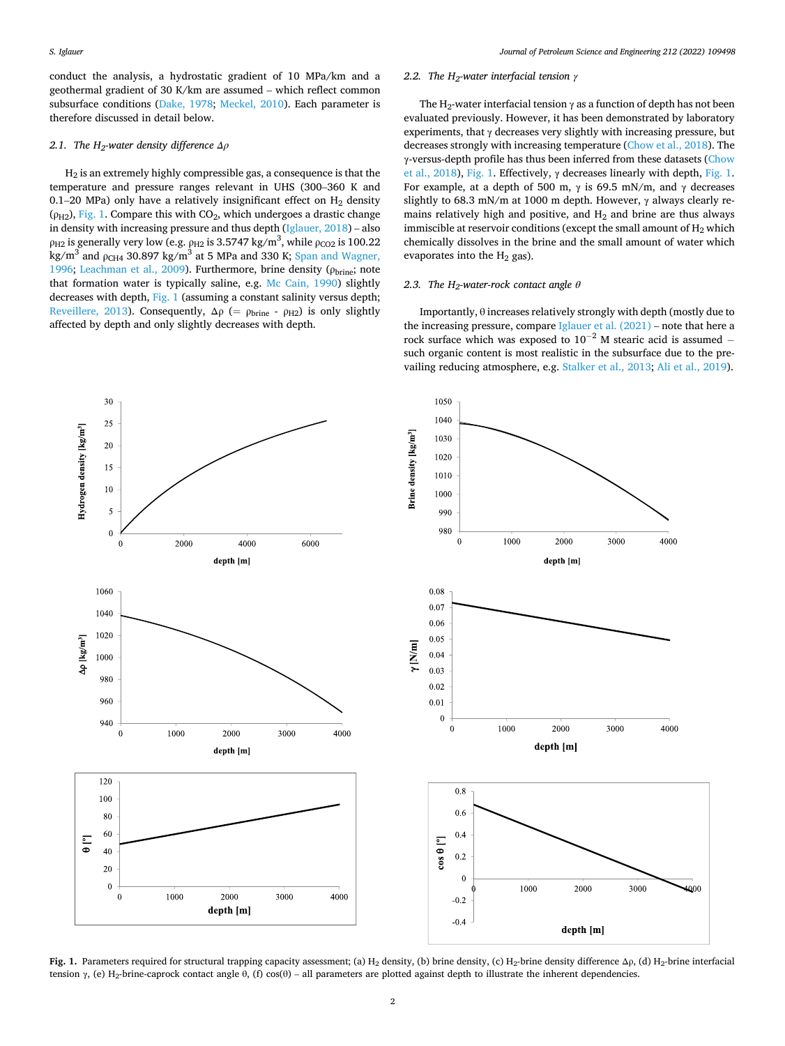conduct the analysis, a hydrostatic gradient of 10 MPa/km and a geothermal gradient of 30 K/km are assumed – which reflect common subsurface conditions (Dake, 1978; Meckel, 2010). Each parameter is therefore discussed in detail below.

### 2.1. The $H_2$-water density difference $\Delta\rho$

$H_2$ is an extremely highly compressible gas, a consequence is that the temperature and pressure ranges relevant in UHS (300–360 K and 0.1–20 MPa) only have a relatively insignificant effect on $H_2$ density ($\rho_{H2}$), Fig. 1. Compare this with $CO_2$, which undergoes a drastic change in density with increasing pressure and thus depth (Iglauer, 2018) – also $\rho_{H2}$ is generally very low (e.g. $\rho_{H2}$ is 3.5747 kg/m$^3$, while $\rho_{CO2}$ is 100.22 kg/m$^3$ and $\rho_{CH4}$ 30.897 kg/m$^3$ at 5 MPa and 330 K; Span and Wagner, 1996; Leachman et al., 2009). Furthermore, brine density ($\rho_{brine}$; note that formation water is typically saline, e.g. Mc Cain, 1990) slightly decreases with depth, Fig. 1 (assuming a constant salinity versus depth; Reveillere, 2013). Consequently, $\Delta\rho$ ($= \rho_{brine} - \rho_{H2}$) is only slightly affected by depth and only slightly decreases with depth.

### 2.2. The $H_2$-water interfacial tension $\gamma$

The $H_2$-water interfacial tension $\gamma$ as a function of depth has not been evaluated previously. However, it has been demonstrated by laboratory experiments, that $\gamma$ decreases very slightly with increasing pressure, but decreases strongly with increasing temperature (Chow et al., 2018). The $\gamma$-versus-depth profile has thus been inferred from these datasets (Chow et al., 2018), Fig. 1. Effectively, $\gamma$ decreases linearly with depth, Fig. 1. For example, at a depth of 500 m, $\gamma$ is 69.5 mN/m, and $\gamma$ decreases slightly to 68.3 mN/m at 1000 m depth. However, $\gamma$ always clearly remains relatively high and positive, and $H_2$ and brine are thus always immiscible at reservoir conditions (except the small amount of $H_2$ which chemically dissolves in the brine and the small amount of water which evaporates into the $H_2$ gas).

### 2.3. The $H_2$-water-rock contact angle $\theta$

Importantly, $\theta$ increases relatively strongly with depth (mostly due to the increasing pressure, compare Iglauer et al. (2021) – note that here a rock surface which was exposed to $10^{-2}$ M stearic acid is assumed – such organic content is most realistic in the subsurface due to the prevailing reducing atmosphere, e.g. Stalker et al., 2013; Ali et al., 2019).

**Fig. 1.** Parameters required for structural trapping capacity assessment; (a) $H_2$ density, (b) brine density, (c) $H_2$-brine density difference $\Delta\rho$, (d) $H_2$-brine interfacial tension $\gamma$, (e) $H_2$-brine-caprock contact angle $\theta$, (f) $\cos(\theta)$ – all parameters are plotted against depth to illustrate the inherent dependencies.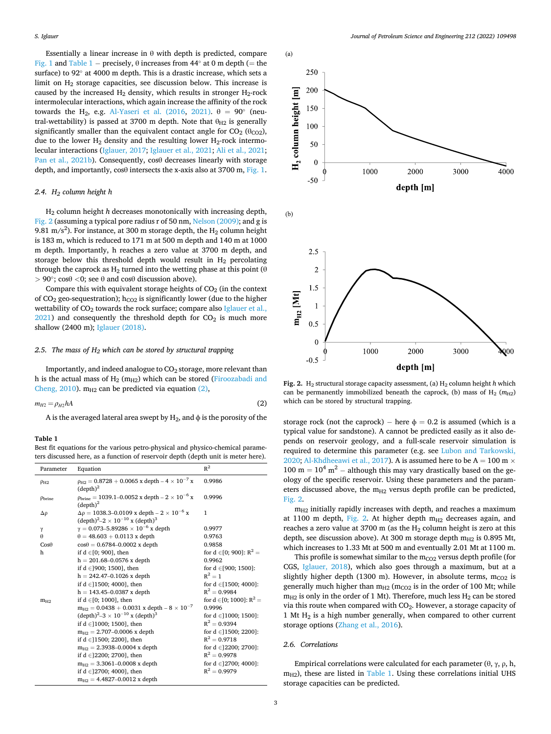Essentially a linear increase in θ with depth is predicted, compare Fig. 1 and Table 1 – precisely, θ increases from 44° at 0 m depth (= the surface) to 92° at 4000 m depth. This is a drastic increase, which sets a limit on $H_2$ storage capacities, see discussion below. This increase is caused by the increased $H_2$ density, which results in stronger $H_2$-rock intermolecular interactions, which again increase the affinity of the rock towards the $H_2$, e.g. Al-Yaseri et al. (2016, 2021). θ = 90° (neutral-wettability) is passed at 3700 m depth. Note that $\theta_{H2}$ is generally significantly smaller than the equivalent contact angle for $CO_2$ ($\theta_{CO2}$), due to the lower $H_2$ density and the resulting lower $H_2$-rock intermolecular interactions (Iglauer, 2017; Iglauer et al., 2021; Ali et al., 2021; Pan et al., 2021b). Consequently, cosθ decreases linearly with storage depth, and importantly, cosθ intersects the x-axis also at 3700 m, Fig. 1.

### 2.4. $H_2$ column height *h*

$H_2$ column height *h* decreases monotonically with increasing depth, Fig. 2 (assuming a typical pore radius r of 50 nm, Nelson (2009); and g is 9.81 $m/s^2$). For instance, at 300 m storage depth, the $H_2$ column height is 183 m, which is reduced to 171 m at 500 m depth and 140 m at 1000 m depth. Importantly, h reaches a zero value at 3700 m depth, and storage below this threshold depth would result in $H_2$ percolating through the caprock as $H_2$ turned into the wetting phase at this point (θ > 90°; cosθ <0; see θ and cosθ discussion above).

Compare this with equivalent storage heights of $CO_2$ (in the context of $CO_2$ geo-sequestration); $h_{CO2}$ is significantly lower (due to the higher wettability of $CO_2$ towards the rock surface; compare also Iglauer et al., 2021) and consequently the threshold depth for $CO_2$ is much more shallow (2400 m); Iglauer (2018).

### 2.5. The mass of $H_2$ which can be stored by structural trapping

Importantly, and indeed analogue to $CO_2$ storage, more relevant than h is the actual mass of $H_2$ ($m_{H2}$) which can be stored (Firoozabadi and Cheng, 2010). $m_{H2}$ can be predicted via equation (2),

$$m_{H2} = \rho_{H2} h A \tag{2}$$

A is the averaged lateral area swept by $H_2$, and ϕ is the porosity of the storage rock (not the caprock) – here ϕ = 0.2 is assumed (which is a typical value for sandstone). A cannot be predicted easily as it also depends on reservoir geology, and a full-scale reservoir simulation is required to determine this parameter (e.g. see Lubon and Tarkowski, 2020; Al-Khdheeawi et al., 2017). A is assumed here to be A = 100 m × 100 m = $10^4$ $m^2$ – although this may vary drastically based on the geology of the specific reservoir. Using these parameters and the parameters discussed above, the $m_{H2}$ versus depth profile can be predicted, Fig. 2.

**Table 1**
Best fit equations for the various petro-physical and physico-chemical parameters discussed here, as a function of reservoir depth (depth unit is meter here).

| Parameter | Equation | $R^2$ |
|---|---|---|
| $\rho_{H2}$ | $\rho_{H2} = 0.8728 + 0.0065 \times depth - 4 \times 10^{-7} \times (depth)^2$ | 0.9986 |
| $\rho_{brine}$ | $\rho_{brine} = 1039.1 - 0.0052 \times depth - 2 \times 10^{-6} \times (depth)^2$ | 0.9996 |
| Δρ | $\Delta\rho = 1038.3 - 0.0109 \times depth - 2 \times 10^{-6} \times (depth)^2 - 2 \times 10^{-10} \times (depth)^3$ | 1 |
| γ | $\gamma = 0.073 - 5.89286 \times 10^{-6} \times depth$ | 0.9977 |
| θ | $\theta = 48.603 + 0.0113 \times depth$ | 0.9763 |
| Cosθ | $\cos\theta = 0.6784 - 0.0002 \times depth$ | 0.9858 |
| h | if d ∈[0; 900], then $h = 201.68 - 0.0576 \times depth$; if d ∈]900; 1500], then $h = 242.47 - 0.1026 \times depth$; if d ∈]1500; 4000], then $h = 143.45 - 0.0387 \times depth$ | for d ∈[0; 900]: $R^2$ = 0.9962; for d ∈]900; 1500]: $R^2$ = 1; for d ∈]1500; 4000]: $R^2$ = 0.9984 |
| $m_{H2}$ | if d ∈[0; 1000], then $m_{H2} = 0.0438 + 0.0031 \times depth - 8 \times 10^{-7} \times (depth)^2 - 3 \times 10^{-10} \times (depth)^3$; if d ∈]1000; 1500], then $m_{H2} = 2.707 - 0.0006 \times depth$; if d ∈]1500; 2200], then $m_{H2} = 2.3938 - 0.0004 \times depth$; if d ∈]2200; 2700], then $m_{H2} = 3.3061 - 0.0008 \times depth$; if d ∈]2700; 4000], then $m_{H2} = 4.4827 - 0.0012 \times depth$ | for d ∈[0; 1000]: $R^2$ = 0.9996; for d ∈]1000; 1500]: $R^2$ = 0.9394; for d ∈]1500; 2200]: $R^2$ = 0.9718; for d ∈]2200; 2700]: $R^2$ = 0.9978; for d ∈]2700; 4000]: $R^2$ = 0.9979 |

**Fig. 2.** $H_2$ structural storage capacity assessment, (a) $H_2$ column height *h* which can be permanently immobilized beneath the caprock, (b) mass of $H_2$ ($m_{H2}$) which can be stored by structural trapping.

$m_{H2}$ initially rapidly increases with depth, and reaches a maximum at 1100 m depth, Fig. 2. At higher depth $m_{H2}$ decreases again, and reaches a zero value at 3700 m (as the $H_2$ column height is zero at this depth, see discussion above). At 300 m storage depth $m_{H2}$ is 0.895 Mt, which increases to 1.33 Mt at 500 m and eventually 2.01 Mt at 1100 m.

This profile is somewhat similar to the $m_{CO2}$ versus depth profile (for CGS, Iglauer, 2018), which also goes through a maximum, but at a slightly higher depth (1300 m). However, in absolute terms, $m_{CO2}$ is generally much higher than $m_{H2}$ ($m_{CO2}$ is in the order of 100 Mt; while $m_{H2}$ is only in the order of 1 Mt). Therefore, much less $H_2$ can be stored via this route when compared with $CO_2$. However, a storage capacity of 1 Mt $H_2$ is a high number generally, when compared to other current storage options (Zhang et al., 2016).

### 2.6. Correlations

Empirical correlations were calculated for each parameter (θ, γ, ρ, h, $m_{H2}$), these are listed in Table 1. Using these correlations initial UHS storage capacities can be predicted.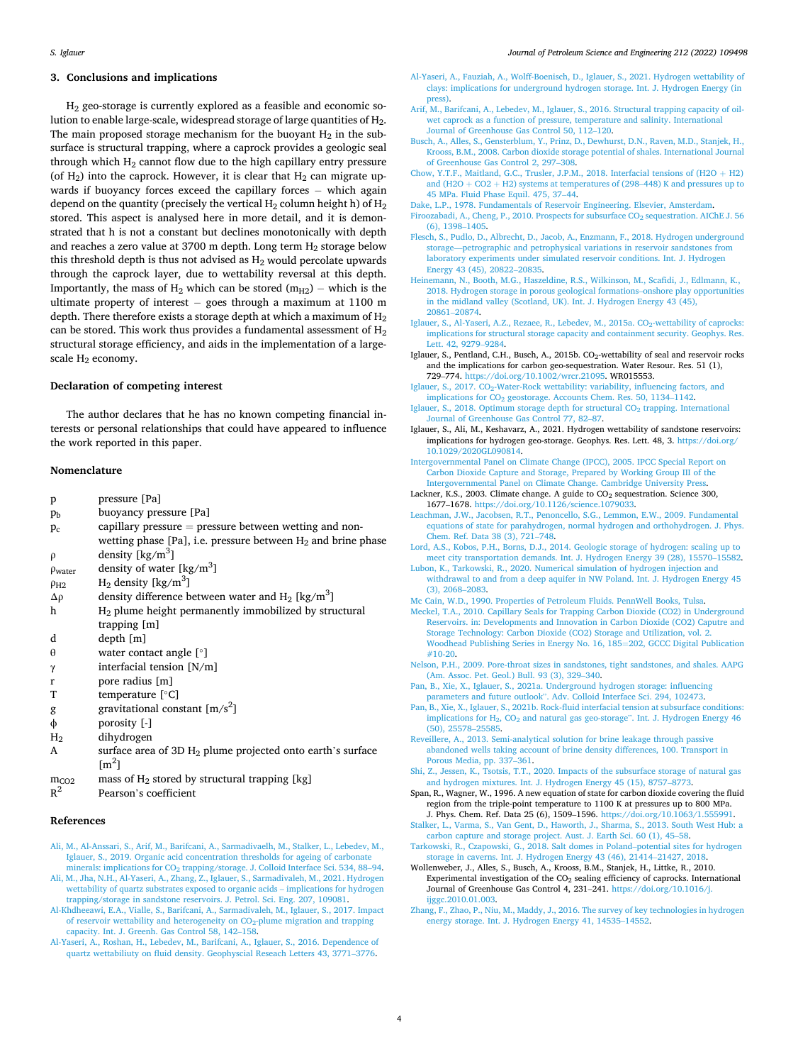## 3. Conclusions and implications

$H_2$ geo-storage is currently explored as a feasible and economic solution to enable large-scale, widespread storage of large quantities of $H_2$. The main proposed storage mechanism for the buoyant $H_2$ in the subsurface is structural trapping, where a caprock provides a geologic seal through which $H_2$ cannot flow due to the high capillary entry pressure (of $H_2$) into the caprock. However, it is clear that $H_2$ can migrate upwards if buoyancy forces exceed the capillary forces – which again depend on the quantity (precisely the vertical $H_2$ column height h) of $H_2$ stored. This aspect is analysed here in more detail, and it is demonstrated that h is not a constant but declines monotonically with depth and reaches a zero value at 3700 m depth. Long term $H_2$ storage below this threshold depth is thus not advised as $H_2$ would percolate upwards through the caprock layer, due to wettability reversal at this depth. Importantly, the mass of $H_2$ which can be stored ($m_{H2}$) – which is the ultimate property of interest – goes through a maximum at 1100 m depth. There therefore exists a storage depth at which a maximum of $H_2$ can be stored. This work thus provides a fundamental assessment of $H_2$ structural storage efficiency, and aids in the implementation of a large-scale $H_2$ economy.

## Declaration of competing interest

The author declares that he has no known competing financial interests or personal relationships that could have appeared to influence the work reported in this paper.

## Nomenclature

| | |
|---|---|
| p | pressure [Pa] |
| $p_b$ | buoyancy pressure [Pa] |
| $p_c$ | capillary pressure = pressure between wetting and non-wetting phase [Pa], i.e. pressure between $H_2$ and brine phase |
| ρ | density [$kg/m^3$] |
| $\rho_{water}$ | density of water [$kg/m^3$] |
| $\rho_{H2}$ | $H_2$ density [$kg/m^3$] |
| Δρ | density difference between water and $H_2$ [$kg/m^3$] |
| h | $H_2$ plume height permanently immobilized by structural trapping [m] |
| d | depth [m] |
| θ | water contact angle [°] |
| γ | interfacial tension [N/m] |
| r | pore radius [m] |
| T | temperature [°C] |
| g | gravitational constant [$m/s^2$] |
| ϕ | porosity [-] |
| $H_2$ | dihydrogen |
| A | surface area of 3D $H_2$ plume projected onto earth's surface [$m^2$] |
| $m_{CO2}$ | mass of $H_2$ stored by structural trapping [kg] |
| $R^2$ | Pearson's coefficient |

## References

Ali, M., Al-Anssari, S., Arif, M., Barifcani, A., Sarmadivaelh, M., Stalker, L., Lebedev, M., Iglauer, S., 2019. Organic acid concentration thresholds for ageing of carbonate minerals: implications for $CO_2$ trapping/storage. J. Colloid Interface Sci. 534, 88–94.

Ali, M., Jha, N.H., Al-Yaseri, A., Zhang, Z., Iglauer, S., Sarmadivaleh, M., 2021. Hydrogen wettability of quartz substrates exposed to organic acids – implications for hydrogen trapping/storage in sandstone reservoirs. J. Petrol. Sci. Eng. 207, 109081.

Al-Khdheeawi, E.A., Vialle, S., Barifcani, A., Sarmadivaleh, M., Iglauer, S., 2017. Impact of reservoir wettability and heterogeneity on $CO_2$-plume migration and trapping capacity. Int. J. Greenh. Gas Control 58, 142–158.

Al-Yaseri, A., Roshan, H., Lebedev, M., Barifcani, A., Iglauer, S., 2016. Dependence of quartz wettabiliuty on fluid density. Geophyscial Reseach Letters 43, 3771–3776.

Al-Yaseri, A., Fauziah, A., Wolff-Boenisch, D., Iglauer, S., 2021. Hydrogen wettability of clays: implications for underground hydrogen storage. Int. J. Hydrogen Energy (in press).

Arif, M., Barifcani, A., Lebedev, M., Iglauer, S., 2016. Structural trapping capacity of oil-wet caprock as a function of pressure, temperature and salinity. International Journal of Greenhouse Gas Control 50, 112–120.

Busch, A., Alles, S., Gensterblum, Y., Prinz, D., Dewhurst, D.N., Raven, M.D., Stanjek, H., Krooss, B.M., 2008. Carbon dioxide storage potential of shales. International Journal of Greenhouse Gas Control 2, 297–308.

Chow, Y.T.F., Maitland, G.C., Trusler, J.P.M., 2018. Interfacial tensions of (H2O + H2) and (H2O + CO2 + H2) systems at temperatures of (298–448) K and pressures up to 45 MPa. Fluid Phase Equil. 475, 37–44.

Dake, L.P., 1978. Fundamentals of Reservoir Engineering. Elsevier, Amsterdam.

Firoozabadi, A., Cheng, P., 2010. Prospects for subsurface $CO_2$ sequestration. AIChE J. 56 (6), 1398–1405.

Flesch, S., Pudlo, D., Albrecht, D., Jacob, A., Enzmann, F., 2018. Hydrogen underground storage—petrographic and petrophysical variations in reservoir sandstones from laboratory experiments under simulated reservoir conditions. Int. J. Hydrogen Energy 43 (45), 20822–20835.

Heinemann, N., Booth, M.G., Haszeldine, R.S., Wilkinson, M., Scafidi, J., Edlmann, K., 2018. Hydrogen storage in porous geological formations–onshore play opportunities in the midland valley (Scotland, UK). Int. J. Hydrogen Energy 43 (45), 20861–20874.

Iglauer, S., Al-Yaseri, A.Z., Rezaee, R., Lebedev, M., 2015a. $CO_2$-wettability of caprocks: implications for structural storage capacity and containment security. Geophys. Res. Lett. 42, 9279–9284.

Iglauer, S., Pentland, C.H., Busch, A., 2015b. $CO_2$-wettability of seal and reservoir rocks and the implications for carbon geo-sequestration. Water Resour. Res. 51 (1), 729–774. https://doi.org/10.1002/wrcr.21095. WR015553.

Iglauer, S., 2017. $CO_2$-Water-Rock wettability: variability, influencing factors, and implications for $CO_2$ geostorage. Accounts Chem. Res. 50, 1134–1142.

Iglauer, S., 2018. Optimum storage depth for structural $CO_2$ trapping. International Journal of Greenhouse Gas Control 77, 82–87.

Iglauer, S., Ali, M., Keshavarz, A., 2021. Hydrogen wettability of sandstone reservoirs: implications for hydrogen geo-storage. Geophys. Res. Lett. 48, 3. https://doi.org/10.1029/2020GL090814.

Intergovernmental Panel on Climate Change (IPCC), 2005. IPCC Special Report on Carbon Dioxide Capture and Storage, Prepared by Working Group III of the Intergovernmental Panel on Climate Change. Cambridge University Press.

Lackner, K.S., 2003. Climate change. A guide to $CO_2$ sequestration. Science 300, 1677–1678. https://doi.org/10.1126/science.1079033.

Leachman, J.W., Jacobsen, R.T., Penoncello, S.G., Lemmon, E.W., 2009. Fundamental equations of state for parahydrogen, normal hydrogen and orthohydrogen. J. Phys. Chem. Ref. Data 38 (3), 721–748.

Lord, A.S., Kobos, P.H., Borns, D.J., 2014. Geologic storage of hydrogen: scaling up to meet city transportation demands. Int. J. Hydrogen Energy 39 (28), 15570–15582.

Lubon, K., Tarkowski, R., 2020. Numerical simulation of hydrogen injection and withdrawal to and from a deep aquifer in NW Poland. Int. J. Hydrogen Energy 45 (3), 2068–2083.

Mc Cain, W.D., 1990. Properties of Petroleum Fluids. PennWell Books, Tulsa.

Meckel, T.A., 2010. Capillary Seals for Trapping Carbon Dioxide (CO2) in Underground Reservoirs. in: Developments and Innovation in Carbon Dioxide (CO2) Caputre and Storage Technology: Carbon Dioxide (CO2) Storage and Utilization, vol. 2. Woodhead Publishing Series in Energy No. 16, 185=202, GCCC Digital Publication #10-20.

Nelson, P.H., 2009. Pore-throat sizes in sandstones, tight sandstones, and shales. AAPG (Am. Assoc. Pet. Geol.) Bull. 93 (3), 329–340.

Pan, B., Xie, X., Iglauer, S., 2021a. Underground hydrogen storage: influencing parameters and future outlook". Adv. Colloid Interface Sci. 294, 102473.

Pan, B., Xie, X., Iglauer, S., 2021b. Rock-fluid interfacial tension at subsurface conditions: implications for $H_2$, $CO_2$ and natural gas geo-storage". Int. J. Hydrogen Energy 46 (50), 25578–25585.

Reveillere, A., 2013. Semi-analytical solution for brine leakage through passive abandoned wells taking account of brine density differences, 100. Transport in Porous Media, pp. 337–361.

Shi, Z., Jessen, K., Tsotsis, T.T., 2020. Impacts of the subsurface storage of natural gas and hydrogen mixtures. Int. J. Hydrogen Energy 45 (15), 8757–8773.

Span, R., Wagner, W., 1996. A new equation of state for carbon dioxide covering the fluid region from the triple-point temperature to 1100 K at pressures up to 800 MPa. J. Phys. Chem. Ref. Data 25 (6), 1509–1596. https://doi.org/10.1063/1.555991.

Stalker, L., Varma, S., Van Gent, D., Haworth, J., Sharma, S., 2013. South West Hub: a carbon capture and storage project. Aust. J. Earth Sci. 60 (1), 45–58.

Tarkowski, R., Czapowski, G., 2018. Salt domes in Poland–potential sites for hydrogen storage in caverns. Int. J. Hydrogen Energy 43 (46), 21414–21427, 2018.

Wollenweber, J., Alles, S., Busch, A., Krooss, B.M., Stanjek, H., Littke, R., 2010. Experimental investigation of the $CO_2$ sealing efficiency of caprocks. International Journal of Greenhouse Gas Control 4, 231–241. https://doi.org/10.1016/j.ijggc.2010.01.003.

Zhang, F., Zhao, P., Niu, M., Maddy, J., 2016. The survey of key technologies in hydrogen energy storage. Int. J. Hydrogen Energy 41, 14535–14552.